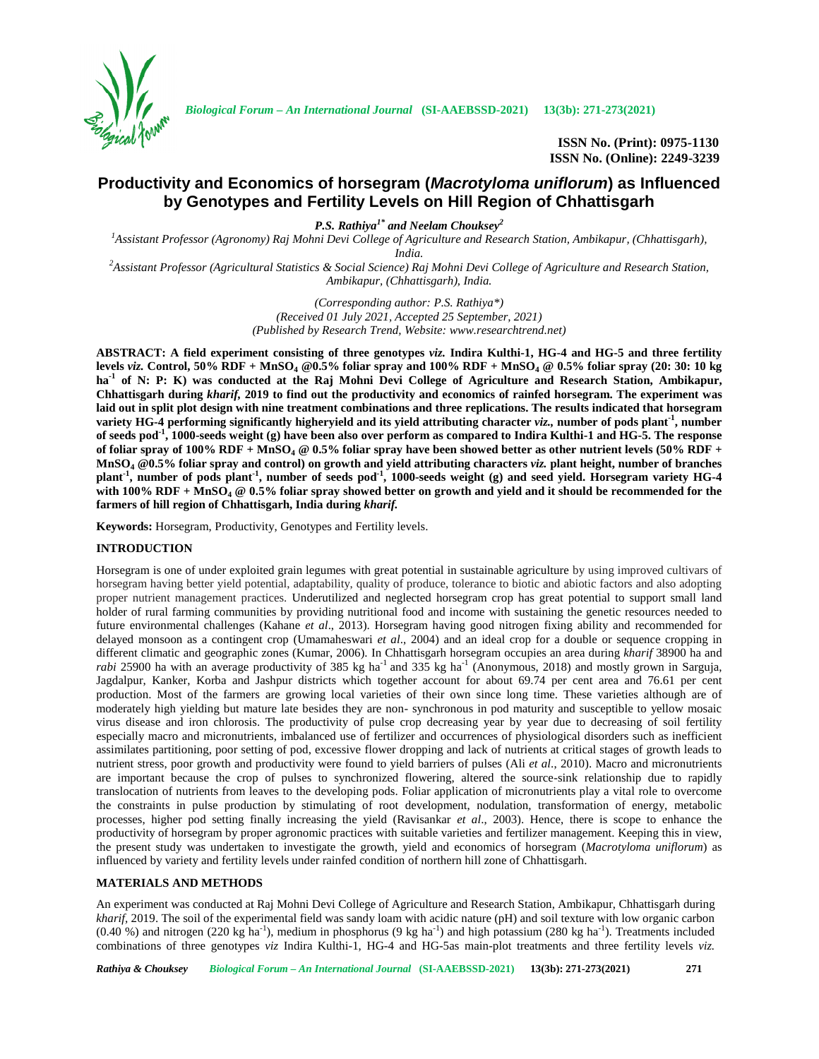# Productivity and Economics of horsegram (*Macrotyloma uniflorum*) as Influenced by Genotypes and Fertility Levels on Hill Region of Chhattisgarh

***P.S. Rathiya[1*] and Neelam Chouksey[2]***

[1]*Assistant Professor (Agronomy) Raj Mohni Devi College of Agriculture and Research Station, Ambikapur, (Chhattisgarh), India.*

[2]*Assistant Professor (Agricultural Statistics & Social Science) Raj Mohni Devi College of Agriculture and Research Station, Ambikapur, (Chhattisgarh), India.*

*(Corresponding author: P.S. Rathiya\*)*
*(Received 01 July 2021, Accepted 25 September, 2021)*
*(Published by Research Trend, Website: www.researchtrend.net)*

**ABSTRACT: A field experiment consisting of three genotypes *viz.* Indira Kulthi-1, HG-4 and HG-5 and three fertility levels *viz.* Control, 50% RDF + $MnSO_4$ @0.5% foliar spray and 100% RDF + $MnSO_4$ @ 0.5% foliar spray (20: 30: 10 kg $ha^{-1}$ of N: P: K) was conducted at the Raj Mohni Devi College of Agriculture and Research Station, Ambikapur, Chhattisgarh during *kharif*, 2019 to find out the productivity and economics of rainfed horsegram. The experiment was laid out in split plot design with nine treatment combinations and three replications. The results indicated that horsegram variety HG-4 performing significantly higheryield and its yield attributing character *viz.*, number of pods $plant^{-1}$, number of seeds $pod^{-1}$, 1000-seeds weight (g) have been also over perform as compared to Indira Kulthi-1 and HG-5. The response of foliar spray of 100% RDF + $MnSO_4$ @ 0.5% foliar spray have been showed better as other nutrient levels (50% RDF + $MnSO_4$ @0.5% foliar spray and control) on growth and yield attributing characters *viz.* plant height, number of branches $plant^{-1}$, number of pods $plant^{-1}$, number of seeds $pod^{-1}$, 1000-seeds weight (g) and seed yield. Horsegram variety HG-4 with 100% RDF + $MnSO_4$ @ 0.5% foliar spray showed better on growth and yield and it should be recommended for the farmers of hill region of Chhattisgarh, India during *kharif*.**

**Keywords:** Horsegram, Productivity, Genotypes and Fertility levels.

## INTRODUCTION

Horsegram is one of under exploited grain legumes with great potential in sustainable agriculture by using improved cultivars of horsegram having better yield potential, adaptability, quality of produce, tolerance to biotic and abiotic factors and also adopting proper nutrient management practices. Underutilized and neglected horsegram crop has great potential to support small land holder of rural farming communities by providing nutritional food and income with sustaining the genetic resources needed to future environmental challenges (Kahane *et al*., 2013). Horsegram having good nitrogen fixing ability and recommended for delayed monsoon as a contingent crop (Umamaheswari *et al*., 2004) and an ideal crop for a double or sequence cropping in different climatic and geographic zones (Kumar, 2006). In Chhattisgarh horsegram occupies an area during *kharif* 38900 ha and *rabi* 25900 ha with an average productivity of 385 kg $ha^{-1}$ and 335 kg $ha^{-1}$ (Anonymous, 2018) and mostly grown in Sarguja, Jagdalpur, Kanker, Korba and Jashpur districts which together account for about 69.74 per cent area and 76.61 per cent production. Most of the farmers are growing local varieties of their own since long time. These varieties although are of moderately high yielding but mature late besides they are non- synchronous in pod maturity and susceptible to yellow mosaic virus disease and iron chlorosis. The productivity of pulse crop decreasing year by year due to decreasing of soil fertility especially macro and micronutrients, imbalanced use of fertilizer and occurrences of physiological disorders such as inefficient assimilates partitioning, poor setting of pod, excessive flower dropping and lack of nutrients at critical stages of growth leads to nutrient stress, poor growth and productivity were found to yield barriers of pulses (Ali *et al*., 2010). Macro and micronutrients are important because the crop of pulses to synchronized flowering, altered the source-sink relationship due to rapidly translocation of nutrients from leaves to the developing pods. Foliar application of micronutrients play a vital role to overcome the constraints in pulse production by stimulating of root development, nodulation, transformation of energy, metabolic processes, higher pod setting finally increasing the yield (Ravisankar *et al*., 2003). Hence, there is scope to enhance the productivity of horsegram by proper agronomic practices with suitable varieties and fertilizer management. Keeping this in view, the present study was undertaken to investigate the growth, yield and economics of horsegram (*Macrotyloma uniflorum*) as influenced by variety and fertility levels under rainfed condition of northern hill zone of Chhattisgarh.

## MATERIALS AND METHODS

An experiment was conducted at Raj Mohni Devi College of Agriculture and Research Station, Ambikapur, Chhattisgarh during *kharif*, 2019. The soil of the experimental field was sandy loam with acidic nature (pH) and soil texture with low organic carbon (0.40 %) and nitrogen (220 kg $ha^{-1}$), medium in phosphorus (9 kg $ha^{-1}$) and high potassium (280 kg $ha^{-1}$). Treatments included combinations of three genotypes *viz* Indira Kulthi-1, HG-4 and HG-5as main-plot treatments and three fertility levels *viz.*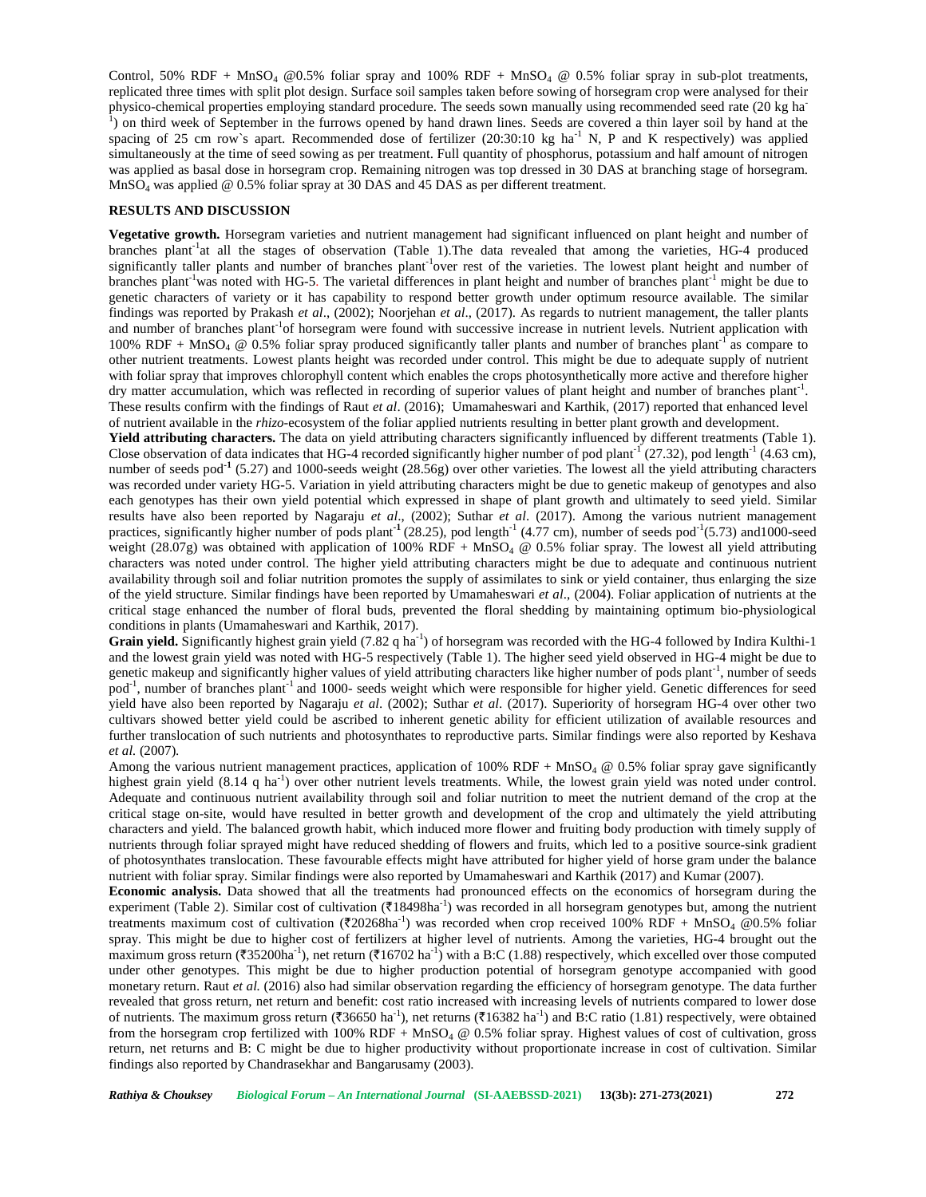Control, 50% RDF + $MnSO_4$ @0.5% foliar spray and 100% RDF + $MnSO_4$ @ 0.5% foliar spray in sub-plot treatments, replicated three times with split plot design. Surface soil samples taken before sowing of horsegram crop were analysed for their physico-chemical properties employing standard procedure. The seeds sown manually using recommended seed rate (20 kg $ha^{-1}$) on third week of September in the furrows opened by hand drawn lines. Seeds are covered a thin layer soil by hand at the spacing of 25 cm row`s apart. Recommended dose of fertilizer (20:30:10 kg $ha^{-1}$ N, P and K respectively) was applied simultaneously at the time of seed sowing as per treatment. Full quantity of phosphorus, potassium and half amount of nitrogen was applied as basal dose in horsegram crop. Remaining nitrogen was top dressed in 30 DAS at branching stage of horsegram. $MnSO_4$ was applied @ 0.5% foliar spray at 30 DAS and 45 DAS as per different treatment.

## RESULTS AND DISCUSSION

**Vegetative growth.** Horsegram varieties and nutrient management had significant influenced on plant height and number of branches $plant^{-1}$at all the stages of observation (Table 1).The data revealed that among the varieties, HG-4 produced significantly taller plants and number of branches $plant^{-1}$over rest of the varieties. The lowest plant height and number of branches $plant^{-1}$was noted with HG-5. The varietal differences in plant height and number of branches $plant^{-1}$ might be due to genetic characters of variety or it has capability to respond better growth under optimum resource available. The similar findings was reported by Prakash *et al*., (2002); Noorjehan *et al*., (2017). As regards to nutrient management, the taller plants and number of branches $plant^{-1}$of horsegram were found with successive increase in nutrient levels. Nutrient application with 100% RDF + $MnSO_4$ @ 0.5% foliar spray produced significantly taller plants and number of branches $plant^{-1}$ as compare to other nutrient treatments. Lowest plants height was recorded under control. This might be due to adequate supply of nutrient with foliar spray that improves chlorophyll content which enables the crops photosynthetically more active and therefore higher dry matter accumulation, which was reflected in recording of superior values of plant height and number of branches $plant^{-1}$. These results confirm with the findings of Raut *et al*. (2016); Umamaheswari and Karthik, (2017) reported that enhanced level of nutrient available in the *rhizo*-ecosystem of the foliar applied nutrients resulting in better plant growth and development.

**Yield attributing characters.** The data on yield attributing characters significantly influenced by different treatments (Table 1). Close observation of data indicates that HG-4 recorded significantly higher number of pod $plant^{-1}$ (27.32), pod $length^{-1}$ (4.63 cm), number of seeds $pod^{-1}$ (5.27) and 1000-seeds weight (28.56g) over other varieties. The lowest all the yield attributing characters was recorded under variety HG-5. Variation in yield attributing characters might be due to genetic makeup of genotypes and also each genotypes has their own yield potential which expressed in shape of plant growth and ultimately to seed yield. Similar results have also been reported by Nagaraju *et al*., (2002); Suthar *et al*. (2017). Among the various nutrient management practices, significantly higher number of pods $plant^{-1}$ (28.25), pod $length^{-1}$ (4.77 cm), number of seeds $pod^{-1}$(5.73) and1000-seed weight (28.07g) was obtained with application of 100% RDF + $MnSO_4$ @ 0.5% foliar spray. The lowest all yield attributing characters was noted under control. The higher yield attributing characters might be due to adequate and continuous nutrient availability through soil and foliar nutrition promotes the supply of assimilates to sink or yield container, thus enlarging the size of the yield structure. Similar findings have been reported by Umamaheswari *et al*., (2004). Foliar application of nutrients at the critical stage enhanced the number of floral buds, prevented the floral shedding by maintaining optimum bio-physiological conditions in plants (Umamaheswari and Karthik, 2017).

**Grain yield.** Significantly highest grain yield (7.82 q $ha^{-1}$) of horsegram was recorded with the HG-4 followed by Indira Kulthi-1 and the lowest grain yield was noted with HG-5 respectively (Table 1). The higher seed yield observed in HG-4 might be due to genetic makeup and significantly higher values of yield attributing characters like higher number of pods $plant^{-1}$, number of seeds $pod^{-1}$, number of branches $plant^{-1}$ and 1000- seeds weight which were responsible for higher yield. Genetic differences for seed yield have also been reported by Nagaraju *et al*. (2002); Suthar *et al*. (2017). Superiority of horsegram HG-4 over other two cultivars showed better yield could be ascribed to inherent genetic ability for efficient utilization of available resources and further translocation of such nutrients and photosynthates to reproductive parts. Similar findings were also reported by Keshava *et al.* (2007).

Among the various nutrient management practices, application of 100% RDF + $MnSO_4$ @ 0.5% foliar spray gave significantly highest grain yield (8.14 q $ha^{-1}$) over other nutrient levels treatments. While, the lowest grain yield was noted under control. Adequate and continuous nutrient availability through soil and foliar nutrition to meet the nutrient demand of the crop at the critical stage on-site, would have resulted in better growth and development of the crop and ultimately the yield attributing characters and yield. The balanced growth habit, which induced more flower and fruiting body production with timely supply of nutrients through foliar sprayed might have reduced shedding of flowers and fruits, which led to a positive source-sink gradient of photosynthates translocation. These favourable effects might have attributed for higher yield of horse gram under the balance nutrient with foliar spray. Similar findings were also reported by Umamaheswari and Karthik (2017) and Kumar (2007).

**Economic analysis.** Data showed that all the treatments had pronounced effects on the economics of horsegram during the experiment (Table 2). Similar cost of cultivation (₹18498$ha^{-1}$) was recorded in all horsegram genotypes but, among the nutrient treatments maximum cost of cultivation (₹20268$ha^{-1}$) was recorded when crop received 100% RDF + $MnSO_4$ @0.5% foliar spray. This might be due to higher cost of fertilizers at higher level of nutrients. Among the varieties, HG-4 brought out the maximum gross return (₹35200$ha^{-1}$), net return (₹16702 $ha^{-1}$) with a B:C (1.88) respectively, which excelled over those computed under other genotypes. This might be due to higher production potential of horsegram genotype accompanied with good monetary return. Raut *et al.* (2016) also had similar observation regarding the efficiency of horsegram genotype. The data further revealed that gross return, net return and benefit: cost ratio increased with increasing levels of nutrients compared to lower dose of nutrients. The maximum gross return (₹36650 $ha^{-1}$), net returns (₹16382 $ha^{-1}$) and B:C ratio (1.81) respectively, were obtained from the horsegram crop fertilized with 100% RDF + $MnSO_4$ @ 0.5% foliar spray. Highest values of cost of cultivation, gross return, net returns and B: C might be due to higher productivity without proportionate increase in cost of cultivation. Similar findings also reported by Chandrasekhar and Bangarusamy (2003).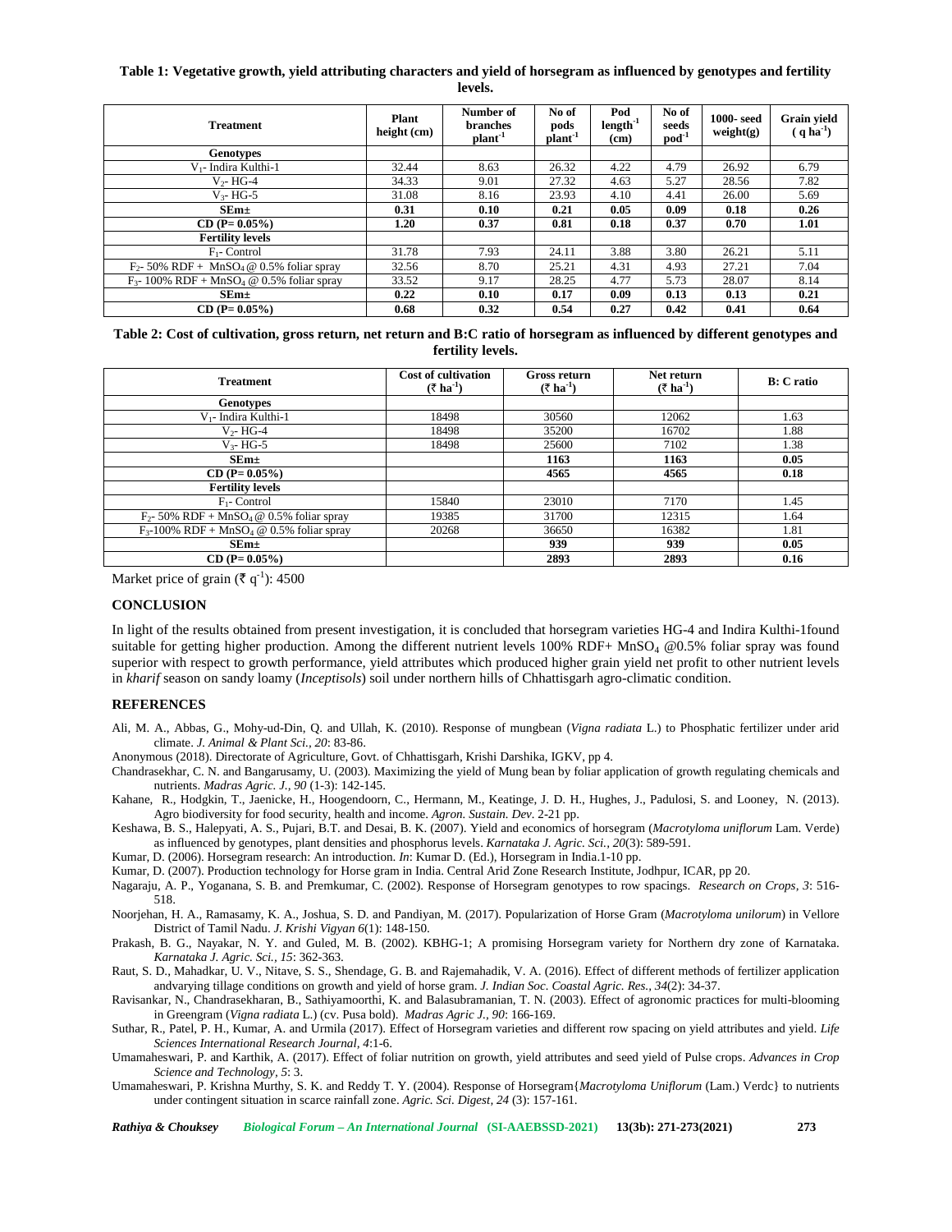**Table 1: Vegetative growth, yield attributing characters and yield of horsegram as influenced by genotypes and fertility levels.**

| Treatment | Plant height (cm) | Number of branches $plant^{-1}$ | No of pods $plant^{-1}$ | Pod $length^{-1}$ (cm) | No of seeds $pod^{-1}$ | 1000- seed weight(g) | Grain yield ( $q\ ha^{-1}$) |
|---|---|---|---|---|---|---|---|
| **Genotypes** | | | | | | | |
| $V_1$- Indira Kulthi-1 | 32.44 | 8.63 | 26.32 | 4.22 | 4.79 | 26.92 | 6.79 |
| $V_2$- HG-4 | 34.33 | 9.01 | 27.32 | 4.63 | 5.27 | 28.56 | 7.82 |
| $V_3$- HG-5 | 31.08 | 8.16 | 23.93 | 4.10 | 4.41 | 26.00 | 5.69 |
| **SEm±** | **0.31** | **0.10** | **0.21** | **0.05** | **0.09** | **0.18** | **0.26** |
| **CD (P= 0.05%)** | **1.20** | **0.37** | **0.81** | **0.18** | **0.37** | **0.70** | **1.01** |
| **Fertility levels** | | | | | | | |
| $F_1$- Control | 31.78 | 7.93 | 24.11 | 3.88 | 3.80 | 26.21 | 5.11 |
| $F_2$- 50% RDF + $MnSO_4$ @ 0.5% foliar spray | 32.56 | 8.70 | 25.21 | 4.31 | 4.93 | 27.21 | 7.04 |
| $F_3$- 100% RDF + $MnSO_4$ @ 0.5% foliar spray | 33.52 | 9.17 | 28.25 | 4.77 | 5.73 | 28.07 | 8.14 |
| **SEm±** | **0.22** | **0.10** | **0.17** | **0.09** | **0.13** | **0.13** | **0.21** |
| **CD (P= 0.05%)** | **0.68** | **0.32** | **0.54** | **0.27** | **0.42** | **0.41** | **0.64** |

**Table 2: Cost of cultivation, gross return, net return and B:C ratio of horsegram as influenced by different genotypes and fertility levels.**

| Treatment | Cost of cultivation (₹ $ha^{-1}$) | Gross return (₹ $ha^{-1}$) | Net return (₹ $ha^{-1}$) | B: C ratio |
|---|---|---|---|---|
| **Genotypes** | | | | |
| $V_1$- Indira Kulthi-1 | 18498 | 30560 | 12062 | 1.63 |
| $V_2$- HG-4 | 18498 | 35200 | 16702 | 1.88 |
| $V_3$- HG-5 | 18498 | 25600 | 7102 | 1.38 |
| **SEm±** | | **1163** | **1163** | **0.05** |
| **CD (P= 0.05%)** | | **4565** | **4565** | **0.18** |
| **Fertility levels** | | | | |
| $F_1$- Control | 15840 | 23010 | 7170 | 1.45 |
| $F_2$- 50% RDF + $MnSO_4$ @ 0.5% foliar spray | 19385 | 31700 | 12315 | 1.64 |
| $F_3$-100% RDF + $MnSO_4$ @ 0.5% foliar spray | 20268 | 36650 | 16382 | 1.81 |
| **SEm±** | | **939** | **939** | **0.05** |
| **CD (P= 0.05%)** | | **2893** | **2893** | **0.16** |

Market price of grain (₹ $q^{-1}$): 4500

## CONCLUSION

In light of the results obtained from present investigation, it is concluded that horsegram varieties HG-4 and Indira Kulthi-1found suitable for getting higher production. Among the different nutrient levels 100% RDF+ $MnSO_4$ @0.5% foliar spray was found superior with respect to growth performance, yield attributes which produced higher grain yield net profit to other nutrient levels in *kharif* season on sandy loamy (*Inceptisols*) soil under northern hills of Chhattisgarh agro-climatic condition.

## REFERENCES

Ali, M. A., Abbas, G., Mohy-ud-Din, Q. and Ullah, K. (2010). Response of mungbean (*Vigna radiata* L.) to Phosphatic fertilizer under arid climate. *J. Animal & Plant Sci., 20*: 83-86.

Anonymous (2018). Directorate of Agriculture, Govt. of Chhattisgarh, Krishi Darshika, IGKV, pp 4.

Chandrasekhar, C. N. and Bangarusamy, U. (2003). Maximizing the yield of Mung bean by foliar application of growth regulating chemicals and nutrients. *Madras Agric. J., 90* (1-3): 142-145.

Kahane, R., Hodgkin, T., Jaenicke, H., Hoogendoorn, C., Hermann, M., Keatinge, J. D. H., Hughes, J., Padulosi, S. and Looney, N. (2013). Agro biodiversity for food security, health and income. *Agron. Sustain. Dev.* 2-21 pp.

Keshawa, B. S., Halepyati, A. S., Pujari, B.T. and Desai, B. K. (2007). Yield and economics of horsegram (*Macrotyloma uniflorum* Lam. Verde) as influenced by genotypes, plant densities and phosphorus levels. *Karnataka J. Agric. Sci., 20*(3): 589-591.

Kumar, D. (2006). Horsegram research: An introduction. *In*: Kumar D. (Ed.), Horsegram in India.1-10 pp.

Kumar, D. (2007). Production technology for Horse gram in India. Central Arid Zone Research Institute, Jodhpur, ICAR, pp 20.

Nagaraju, A. P., Yoganana, S. B. and Premkumar, C. (2002). Response of Horsegram genotypes to row spacings. *Research on Crops, 3*: 516-518.

Noorjehan, H. A., Ramasamy, K. A., Joshua, S. D. and Pandiyan, M. (2017). Popularization of Horse Gram (*Macrotyloma unilorum*) in Vellore District of Tamil Nadu. *J. Krishi Vigyan 6*(1): 148-150.

Prakash, B. G., Nayakar, N. Y. and Guled, M. B. (2002). KBHG-1; A promising Horsegram variety for Northern dry zone of Karnataka. *Karnataka J. Agric. Sci., 15*: 362-363.

Raut, S. D., Mahadkar, U. V., Nitave, S. S., Shendage, G. B. and Rajemahadik, V. A. (2016). Effect of different methods of fertilizer application andvarying tillage conditions on growth and yield of horse gram. *J. Indian Soc. Coastal Agric. Res., 34*(2): 34-37.

Ravisankar, N., Chandrasekharan, B., Sathiyamoorthi, K. and Balasubramanian, T. N. (2003). Effect of agronomic practices for multi-blooming in Greengram (*Vigna radiata* L.) (cv. Pusa bold). *Madras Agric J., 90*: 166-169.

Suthar, R., Patel, P. H., Kumar, A. and Urmila (2017). Effect of Horsegram varieties and different row spacing on yield attributes and yield. *Life Sciences International Research Journal, 4*:1-6.

Umamaheswari, P. and Karthik, A. (2017). Effect of foliar nutrition on growth, yield attributes and seed yield of Pulse crops. *Advances in Crop Science and Technology, 5*: 3.

Umamaheswari, P. Krishna Murthy, S. K. and Reddy T. Y. (2004). Response of Horsegram{*Macrotyloma Uniflorum* (Lam.) Verdc} to nutrients under contingent situation in scarce rainfall zone. *Agric. Sci. Digest, 24* (3): 157-161.